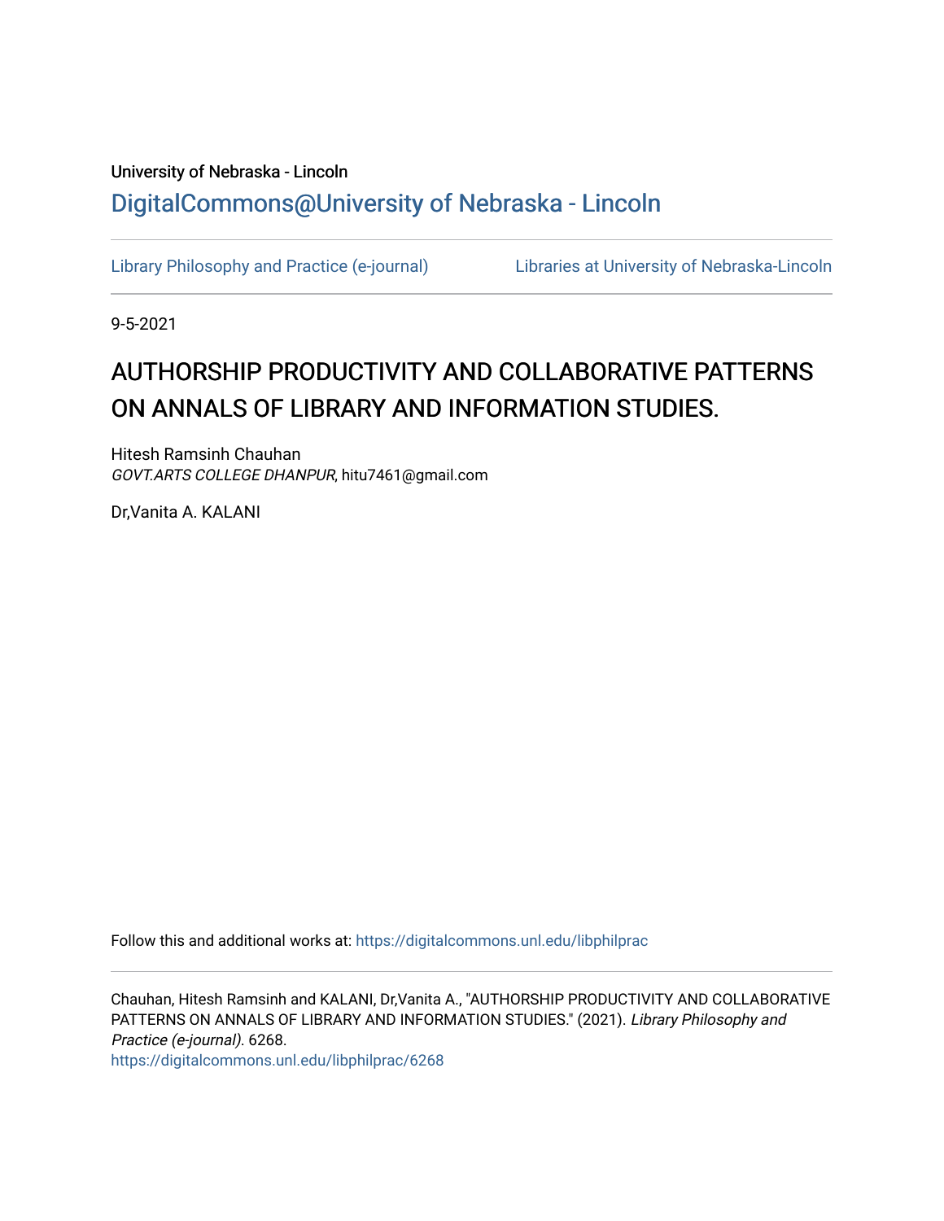University of Nebraska - Lincoln

DigitalCommons@University of Nebraska - Lincoln

Library Philosophy and Practice (e-journal) | Libraries at University of Nebraska-Lincoln

9-5-2021

# AUTHORSHIP PRODUCTIVITY AND COLLABORATIVE PATTERNS ON ANNALS OF LIBRARY AND INFORMATION STUDIES.

Hitesh Ramsinh Chauhan
*GOVT.ARTS COLLEGE DHANPUR*, hitu7461@gmail.com

Dr,Vanita A. KALANI

Follow this and additional works at: https://digitalcommons.unl.edu/libphilprac

Chauhan, Hitesh Ramsinh and KALANI, Dr,Vanita A., "AUTHORSHIP PRODUCTIVITY AND COLLABORATIVE PATTERNS ON ANNALS OF LIBRARY AND INFORMATION STUDIES." (2021). *Library Philosophy and Practice (e-journal)*. 6268.
https://digitalcommons.unl.edu/libphilprac/6268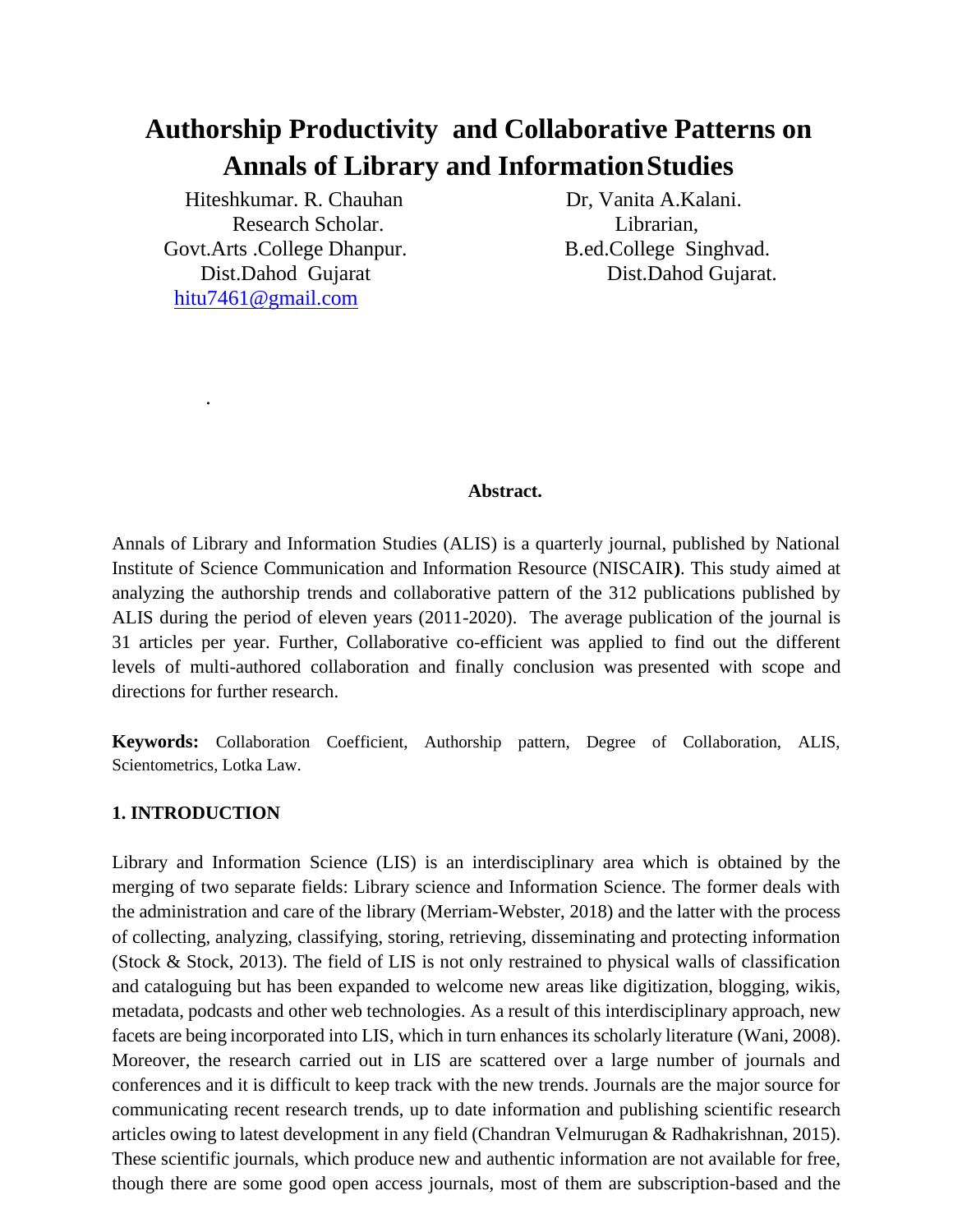# Authorship Productivity and Collaborative Patterns on Annals of Library and Information Studies

Hiteshkumar. R. Chauhan
Research Scholar.
Govt.Arts .College Dhanpur.
Dist.Dahod Gujarat
hitu7461@gmail.com

Dr, Vanita A.Kalani.
Librarian,
B.ed.College Singhvad.
Dist.Dahod Gujarat.

.

**Abstract.**

Annals of Library and Information Studies (ALIS) is a quarterly journal, published by National Institute of Science Communication and Information Resource (NISCAIR**)**. This study aimed at analyzing the authorship trends and collaborative pattern of the 312 publications published by ALIS during the period of eleven years (2011-2020). The average publication of the journal is 31 articles per year. Further, Collaborative co-efficient was applied to find out the different levels of multi-authored collaboration and finally conclusion was presented with scope and directions for further research.

**Keywords:** Collaboration Coefficient, Authorship pattern, Degree of Collaboration, ALIS, Scientometrics, Lotka Law.

## 1. INTRODUCTION

Library and Information Science (LIS) is an interdisciplinary area which is obtained by the merging of two separate fields: Library science and Information Science. The former deals with the administration and care of the library (Merriam-Webster, 2018) and the latter with the process of collecting, analyzing, classifying, storing, retrieving, disseminating and protecting information (Stock & Stock, 2013). The field of LIS is not only restrained to physical walls of classification and cataloguing but has been expanded to welcome new areas like digitization, blogging, wikis, metadata, podcasts and other web technologies. As a result of this interdisciplinary approach, new facets are being incorporated into LIS, which in turn enhances its scholarly literature (Wani, 2008). Moreover, the research carried out in LIS are scattered over a large number of journals and conferences and it is difficult to keep track with the new trends. Journals are the major source for communicating recent research trends, up to date information and publishing scientific research articles owing to latest development in any field (Chandran Velmurugan & Radhakrishnan, 2015). These scientific journals, which produce new and authentic information are not available for free, though there are some good open access journals, most of them are subscription-based and the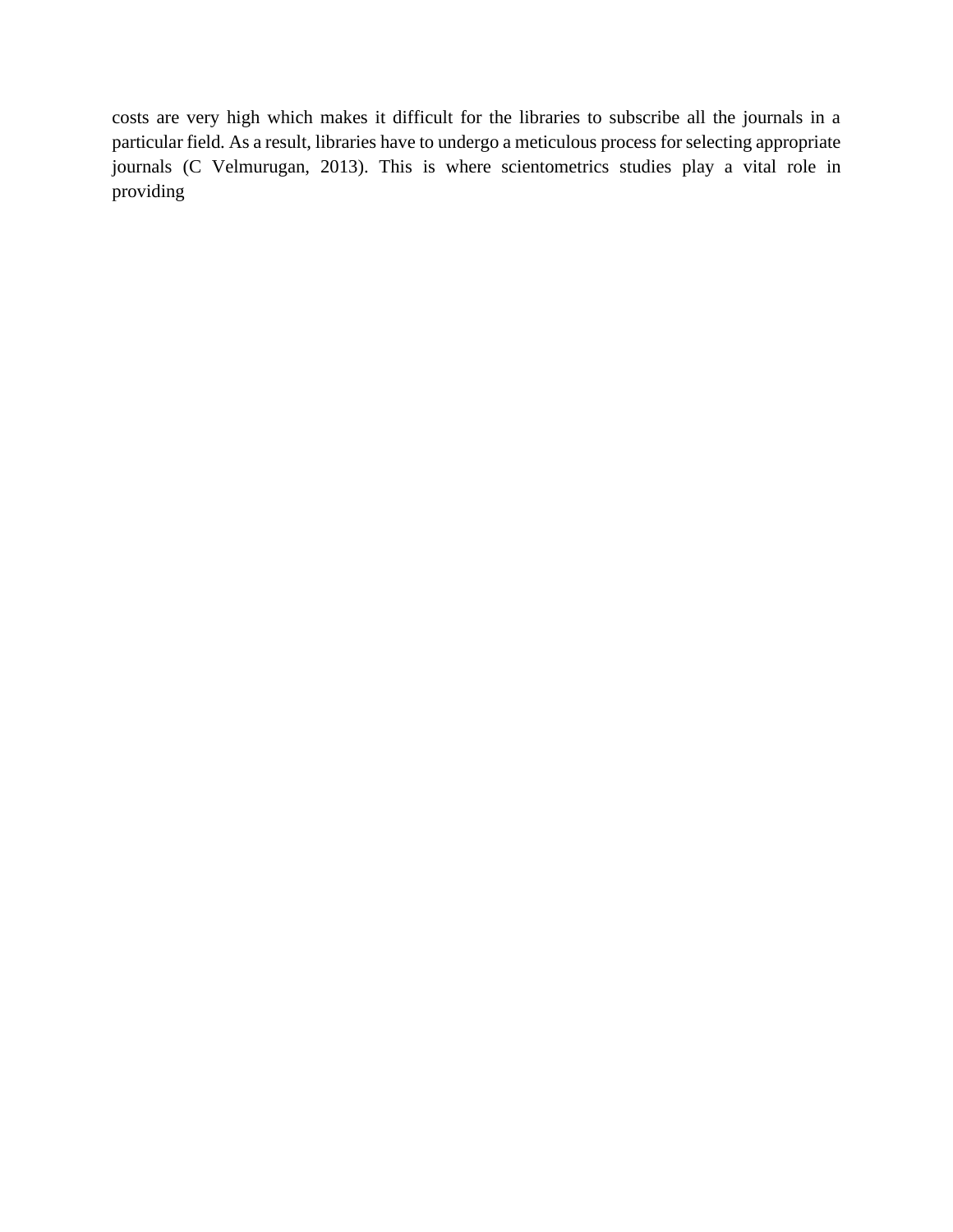costs are very high which makes it difficult for the libraries to subscribe all the journals in a particular field. As a result, libraries have to undergo a meticulous process for selecting appropriate journals (C Velmurugan, 2013). This is where scientometrics studies play a vital role in providing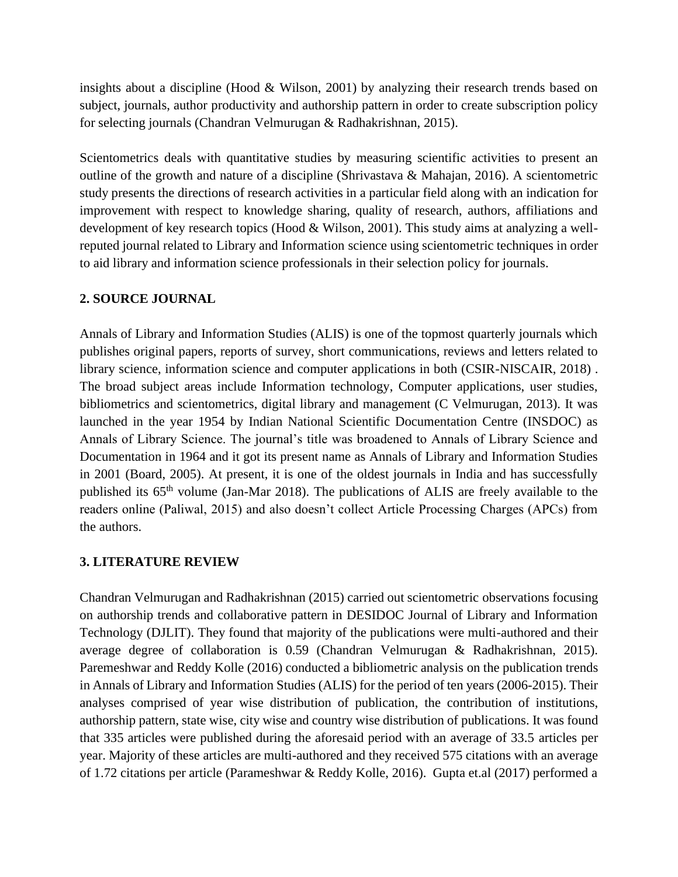insights about a discipline (Hood & Wilson, 2001) by analyzing their research trends based on subject, journals, author productivity and authorship pattern in order to create subscription policy for selecting journals (Chandran Velmurugan & Radhakrishnan, 2015).

Scientometrics deals with quantitative studies by measuring scientific activities to present an outline of the growth and nature of a discipline (Shrivastava & Mahajan, 2016). A scientometric study presents the directions of research activities in a particular field along with an indication for improvement with respect to knowledge sharing, quality of research, authors, affiliations and development of key research topics (Hood & Wilson, 2001). This study aims at analyzing a well-reputed journal related to Library and Information science using scientometric techniques in order to aid library and information science professionals in their selection policy for journals.

## 2. SOURCE JOURNAL

Annals of Library and Information Studies (ALIS) is one of the topmost quarterly journals which publishes original papers, reports of survey, short communications, reviews and letters related to library science, information science and computer applications in both (CSIR-NISCAIR, 2018) . The broad subject areas include Information technology, Computer applications, user studies, bibliometrics and scientometrics, digital library and management (C Velmurugan, 2013). It was launched in the year 1954 by Indian National Scientific Documentation Centre (INSDOC) as Annals of Library Science. The journal's title was broadened to Annals of Library Science and Documentation in 1964 and it got its present name as Annals of Library and Information Studies in 2001 (Board, 2005). At present, it is one of the oldest journals in India and has successfully published its 65th volume (Jan-Mar 2018). The publications of ALIS are freely available to the readers online (Paliwal, 2015) and also doesn't collect Article Processing Charges (APCs) from the authors.

## 3. LITERATURE REVIEW

Chandran Velmurugan and Radhakrishnan (2015) carried out scientometric observations focusing on authorship trends and collaborative pattern in DESIDOC Journal of Library and Information Technology (DJLIT). They found that majority of the publications were multi-authored and their average degree of collaboration is 0.59 (Chandran Velmurugan & Radhakrishnan, 2015). Paremeshwar and Reddy Kolle (2016) conducted a bibliometric analysis on the publication trends in Annals of Library and Information Studies (ALIS) for the period of ten years (2006-2015). Their analyses comprised of year wise distribution of publication, the contribution of institutions, authorship pattern, state wise, city wise and country wise distribution of publications. It was found that 335 articles were published during the aforesaid period with an average of 33.5 articles per year. Majority of these articles are multi-authored and they received 575 citations with an average of 1.72 citations per article (Parameshwar & Reddy Kolle, 2016). Gupta et.al (2017) performed a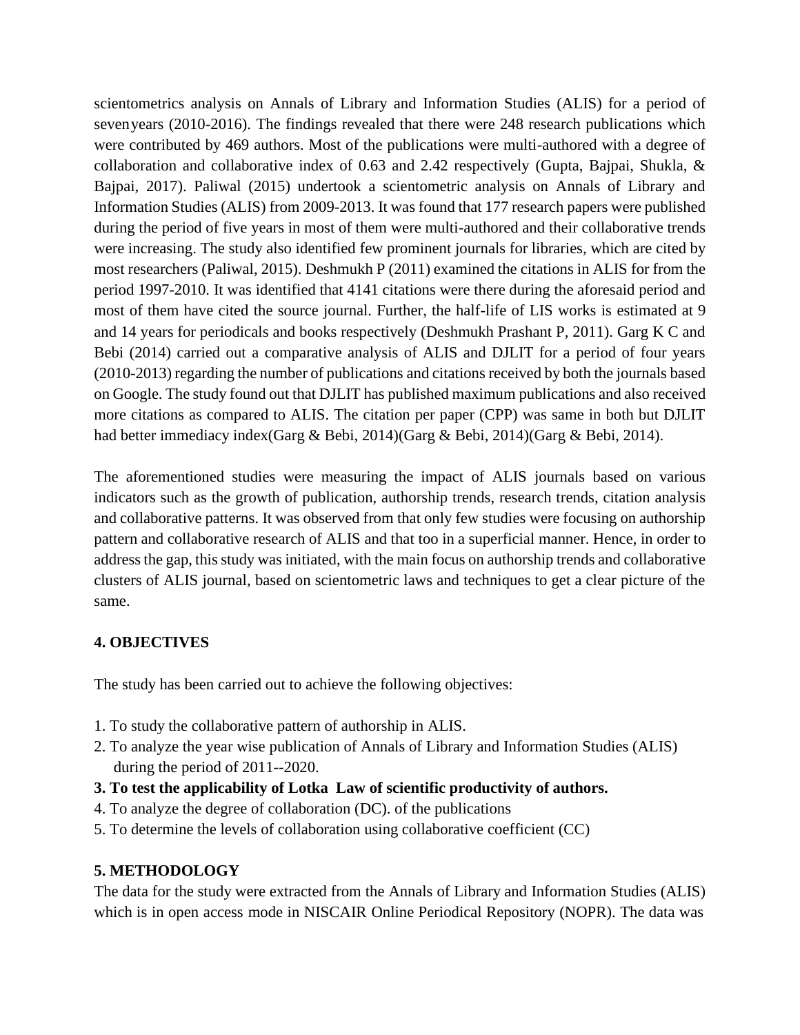scientometrics analysis on Annals of Library and Information Studies (ALIS) for a period of sevenyears (2010-2016). The findings revealed that there were 248 research publications which were contributed by 469 authors. Most of the publications were multi-authored with a degree of collaboration and collaborative index of 0.63 and 2.42 respectively (Gupta, Bajpai, Shukla, & Bajpai, 2017). Paliwal (2015) undertook a scientometric analysis on Annals of Library and Information Studies (ALIS) from 2009-2013. It was found that 177 research papers were published during the period of five years in most of them were multi-authored and their collaborative trends were increasing. The study also identified few prominent journals for libraries, which are cited by most researchers (Paliwal, 2015). Deshmukh P (2011) examined the citations in ALIS for from the period 1997-2010. It was identified that 4141 citations were there during the aforesaid period and most of them have cited the source journal. Further, the half-life of LIS works is estimated at 9 and 14 years for periodicals and books respectively (Deshmukh Prashant P, 2011). Garg K C and Bebi (2014) carried out a comparative analysis of ALIS and DJLIT for a period of four years (2010-2013) regarding the number of publications and citations received by both the journals based on Google. The study found out that DJLIT has published maximum publications and also received more citations as compared to ALIS. The citation per paper (CPP) was same in both but DJLIT had better immediacy index(Garg & Bebi, 2014)(Garg & Bebi, 2014)(Garg & Bebi, 2014).

The aforementioned studies were measuring the impact of ALIS journals based on various indicators such as the growth of publication, authorship trends, research trends, citation analysis and collaborative patterns. It was observed from that only few studies were focusing on authorship pattern and collaborative research of ALIS and that too in a superficial manner. Hence, in order to address the gap, this study was initiated, with the main focus on authorship trends and collaborative clusters of ALIS journal, based on scientometric laws and techniques to get a clear picture of the same.

## 4. OBJECTIVES

The study has been carried out to achieve the following objectives:

1. To study the collaborative pattern of authorship in ALIS.
2. To analyze the year wise publication of Annals of Library and Information Studies (ALIS) during the period of 2011--2020.
3. **To test the applicability of Lotka Law of scientific productivity of authors.**
4. To analyze the degree of collaboration (DC). of the publications
5. To determine the levels of collaboration using collaborative coefficient (CC)

## 5. METHODOLOGY

The data for the study were extracted from the Annals of Library and Information Studies (ALIS) which is in open access mode in NISCAIR Online Periodical Repository (NOPR). The data was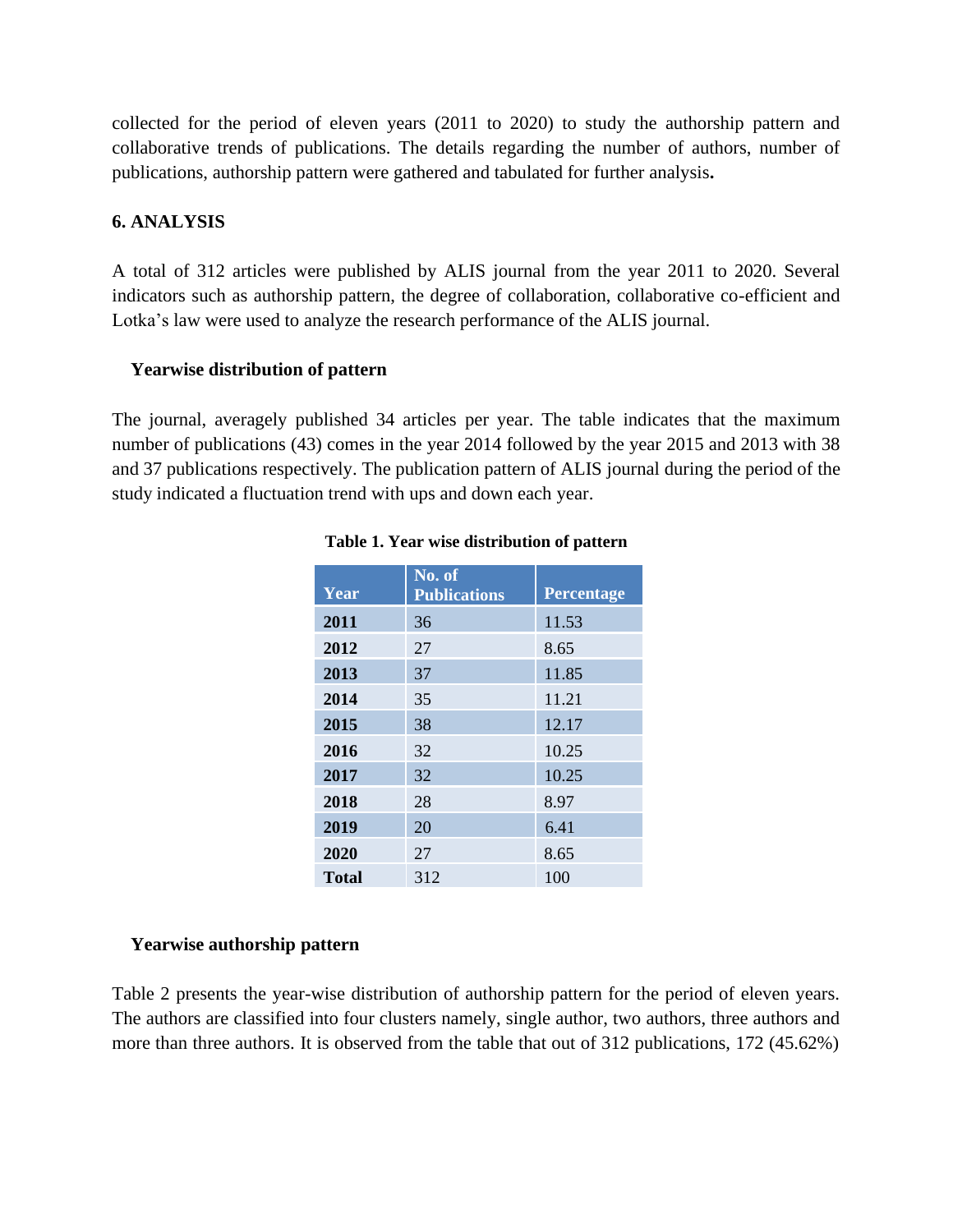collected for the period of eleven years (2011 to 2020) to study the authorship pattern and collaborative trends of publications. The details regarding the number of authors, number of publications, authorship pattern were gathered and tabulated for further analysis**.**

## 6. ANALYSIS

A total of 312 articles were published by ALIS journal from the year 2011 to 2020. Several indicators such as authorship pattern, the degree of collaboration, collaborative co-efficient and Lotka's law were used to analyze the research performance of the ALIS journal.

### Yearwise distribution of pattern

The journal, averagely published 34 articles per year. The table indicates that the maximum number of publications (43) comes in the year 2014 followed by the year 2015 and 2013 with 38 and 37 publications respectively. The publication pattern of ALIS journal during the period of the study indicated a fluctuation trend with ups and down each year.

**Table 1. Year wise distribution of pattern**

| Year | No. of Publications | Percentage |
|---|---|---|
| **2011** | 36 | 11.53 |
| **2012** | 27 | 8.65 |
| **2013** | 37 | 11.85 |
| **2014** | 35 | 11.21 |
| **2015** | 38 | 12.17 |
| **2016** | 32 | 10.25 |
| **2017** | 32 | 10.25 |
| **2018** | 28 | 8.97 |
| **2019** | 20 | 6.41 |
| **2020** | 27 | 8.65 |
| **Total** | 312 | 100 |

### Yearwise authorship pattern

Table 2 presents the year-wise distribution of authorship pattern for the period of eleven years. The authors are classified into four clusters namely, single author, two authors, three authors and more than three authors. It is observed from the table that out of 312 publications, 172 (45.62%)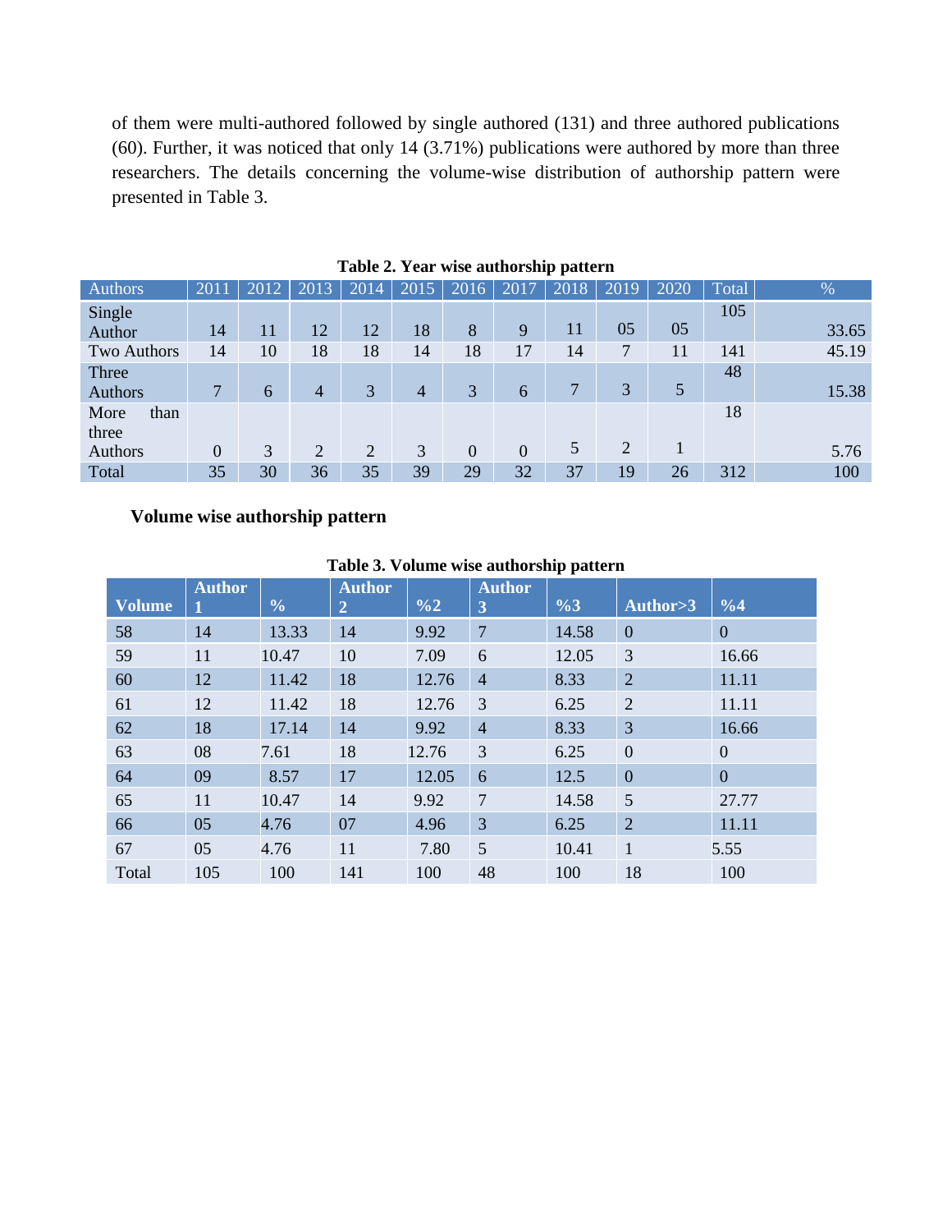of them were multi-authored followed by single authored (131) and three authored publications (60). Further, it was noticed that only 14 (3.71%) publications were authored by more than three researchers. The details concerning the volume-wise distribution of authorship pattern were presented in Table 3.

**Table 2. Year wise authorship pattern**

| Authors | 2011 | 2012 | 2013 | 2014 | 2015 | 2016 | 2017 | 2018 | 2019 | 2020 | Total | % |
|---|---|---|---|---|---|---|---|---|---|---|---|---|
| Single Author | 14 | 11 | 12 | 12 | 18 | 8 | 9 | 11 | 05 | 05 | 105 | 33.65 |
| Two Authors | 14 | 10 | 18 | 18 | 14 | 18 | 17 | 14 | 7 | 11 | 141 | 45.19 |
| Three Authors | 7 | 6 | 4 | 3 | 4 | 3 | 6 | 7 | 3 | 5 | 48 | 15.38 |
| More than three Authors | 0 | 3 | 2 | 2 | 3 | 0 | 0 | 5 | 2 | 1 | 18 | 5.76 |
| Total | 35 | 30 | 36 | 35 | 39 | 29 | 32 | 37 | 19 | 26 | 312 | 100 |

### Volume wise authorship pattern

**Table 3. Volume wise authorship pattern**

| Volume | Author 1 | % | Author 2 | %2 | Author 3 | %3 | Author>3 | %4 |
|---|---|---|---|---|---|---|---|---|
| 58 | 14 | 13.33 | 14 | 9.92 | 7 | 14.58 | 0 | 0 |
| 59 | 11 | 10.47 | 10 | 7.09 | 6 | 12.05 | 3 | 16.66 |
| 60 | 12 | 11.42 | 18 | 12.76 | 4 | 8.33 | 2 | 11.11 |
| 61 | 12 | 11.42 | 18 | 12.76 | 3 | 6.25 | 2 | 11.11 |
| 62 | 18 | 17.14 | 14 | 9.92 | 4 | 8.33 | 3 | 16.66 |
| 63 | 08 | 7.61 | 18 | 12.76 | 3 | 6.25 | 0 | 0 |
| 64 | 09 | 8.57 | 17 | 12.05 | 6 | 12.5 | 0 | 0 |
| 65 | 11 | 10.47 | 14 | 9.92 | 7 | 14.58 | 5 | 27.77 |
| 66 | 05 | 4.76 | 07 | 4.96 | 3 | 6.25 | 2 | 11.11 |
| 67 | 05 | 4.76 | 11 | 7.80 | 5 | 10.41 | 1 | 5.55 |
| Total | 105 | 100 | 141 | 100 | 48 | 100 | 18 | 100 |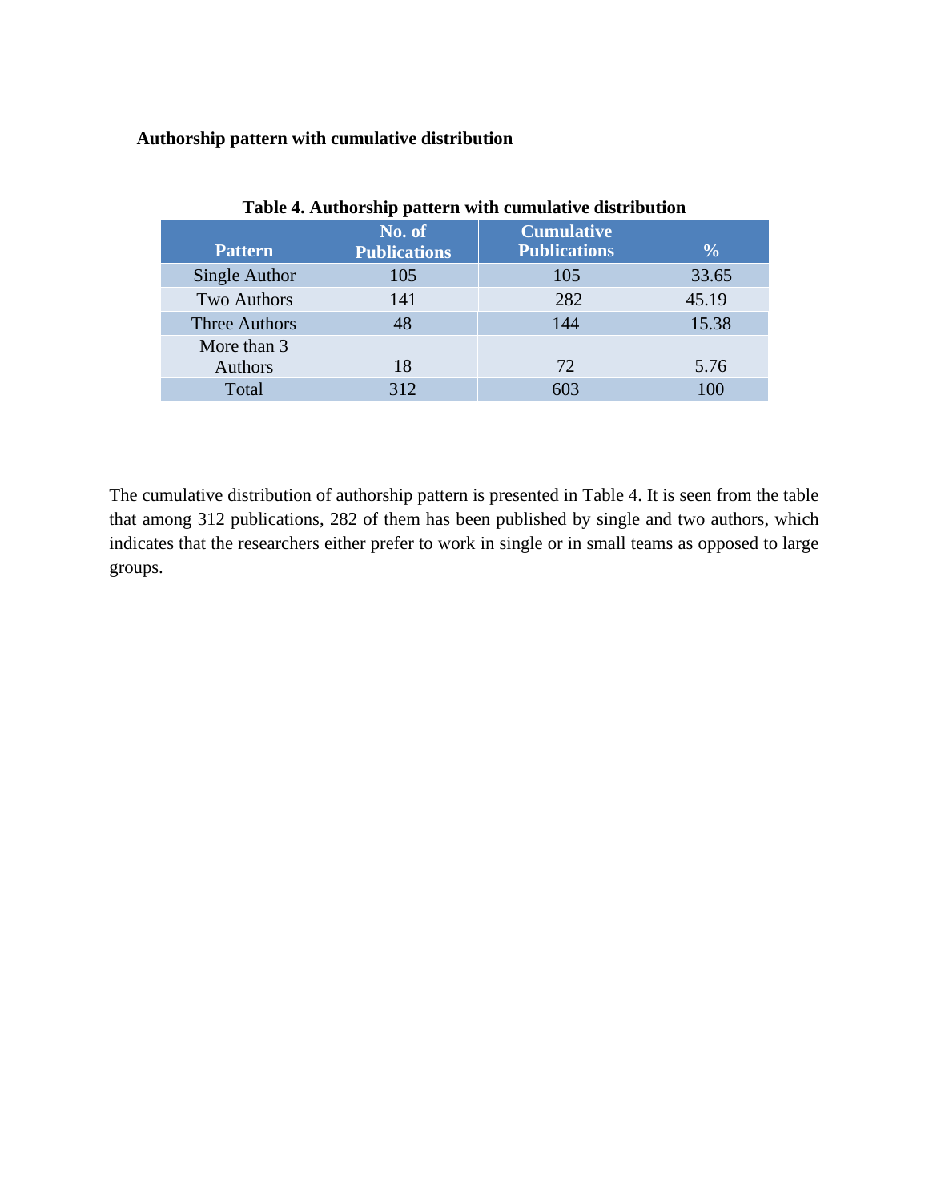**Authorship pattern with cumulative distribution**

**Table 4. Authorship pattern with cumulative distribution**

| Pattern | No. of Publications | Cumulative Publications | % |
|---|---|---|---|
| Single Author | 105 | 105 | 33.65 |
| Two Authors | 141 | 282 | 45.19 |
| Three Authors | 48 | 144 | 15.38 |
| More than 3 Authors | 18 | 72 | 5.76 |
| Total | 312 | 603 | 100 |

The cumulative distribution of authorship pattern is presented in Table 4. It is seen from the table that among 312 publications, 282 of them has been published by single and two authors, which indicates that the researchers either prefer to work in single or in small teams as opposed to large groups.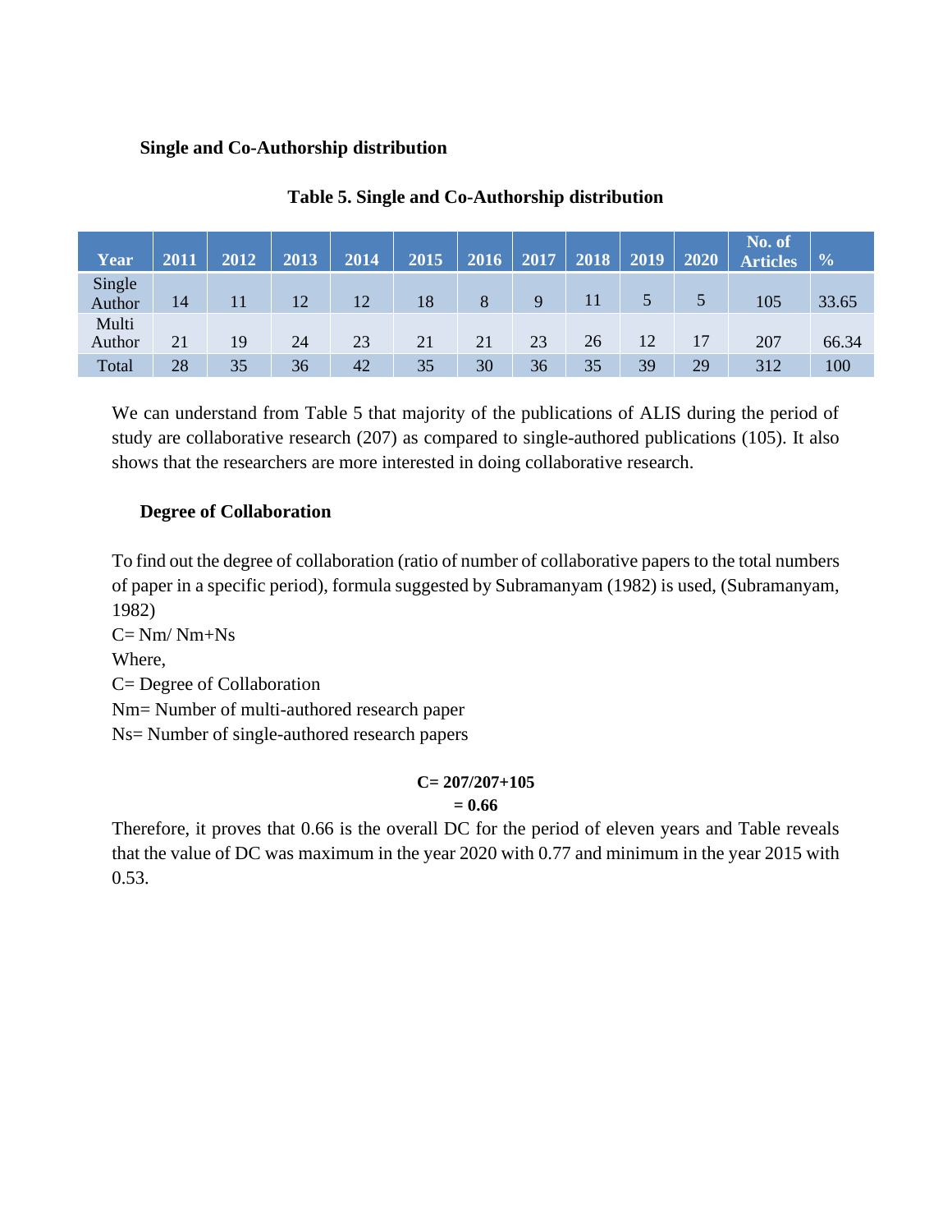**Single and Co-Authorship distribution**

**Table 5. Single and Co-Authorship distribution**

| Year | 2011 | 2012 | 2013 | 2014 | 2015 | 2016 | 2017 | 2018 | 2019 | 2020 | No. of Articles | % |
|---|---|---|---|---|---|---|---|---|---|---|---|---|
| Single Author | 14 | 11 | 12 | 12 | 18 | 8 | 9 | 11 | 5 | 5 | 105 | 33.65 |
| Multi Author | 21 | 19 | 24 | 23 | 21 | 21 | 23 | 26 | 12 | 17 | 207 | 66.34 |
| Total | 28 | 35 | 36 | 42 | 35 | 30 | 36 | 35 | 39 | 29 | 312 | 100 |

We can understand from Table 5 that majority of the publications of ALIS during the period of study are collaborative research (207) as compared to single-authored publications (105). It also shows that the researchers are more interested in doing collaborative research.

**Degree of Collaboration**

To find out the degree of collaboration (ratio of number of collaborative papers to the total numbers of paper in a specific period), formula suggested by Subramanyam (1982) is used, (Subramanyam, 1982)

$C= Nm/ Nm+Ns$

Where,

C= Degree of Collaboration

Nm= Number of multi-authored research paper

Ns= Number of single-authored research papers

$$C= 207/207+105$$
$$= 0.66$$

Therefore, it proves that 0.66 is the overall DC for the period of eleven years and Table reveals that the value of DC was maximum in the year 2020 with 0.77 and minimum in the year 2015 with 0.53.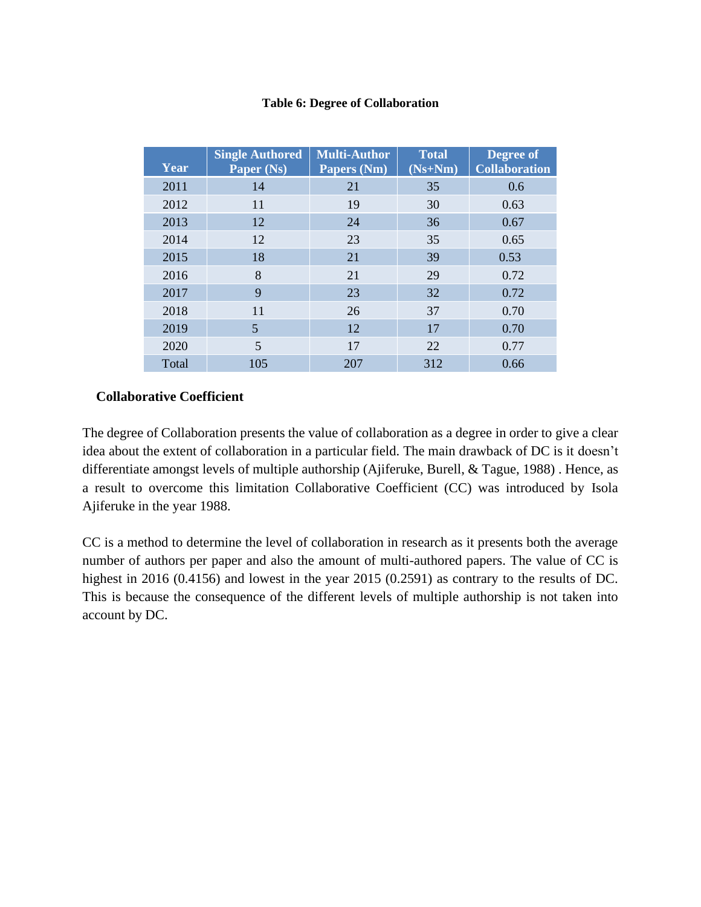**Table 6: Degree of Collaboration**

| Year | Single Authored Paper (Ns) | Multi-Author Papers (Nm) | Total (Ns+Nm) | Degree of Collaboration |
| --- | --- | --- | --- | --- |
| 2011 | 14 | 21 | 35 | 0.6 |
| 2012 | 11 | 19 | 30 | 0.63 |
| 2013 | 12 | 24 | 36 | 0.67 |
| 2014 | 12 | 23 | 35 | 0.65 |
| 2015 | 18 | 21 | 39 | 0.53 |
| 2016 | 8 | 21 | 29 | 0.72 |
| 2017 | 9 | 23 | 32 | 0.72 |
| 2018 | 11 | 26 | 37 | 0.70 |
| 2019 | 5 | 12 | 17 | 0.70 |
| 2020 | 5 | 17 | 22 | 0.77 |
| Total | 105 | 207 | 312 | 0.66 |

### Collaborative Coefficient

The degree of Collaboration presents the value of collaboration as a degree in order to give a clear idea about the extent of collaboration in a particular field. The main drawback of DC is it doesn't differentiate amongst levels of multiple authorship (Ajiferuke, Burell, & Tague, 1988) . Hence, as a result to overcome this limitation Collaborative Coefficient (CC) was introduced by Isola Ajiferuke in the year 1988.

CC is a method to determine the level of collaboration in research as it presents both the average number of authors per paper and also the amount of multi-authored papers. The value of CC is highest in 2016 (0.4156) and lowest in the year 2015 (0.2591) as contrary to the results of DC. This is because the consequence of the different levels of multiple authorship is not taken into account by DC.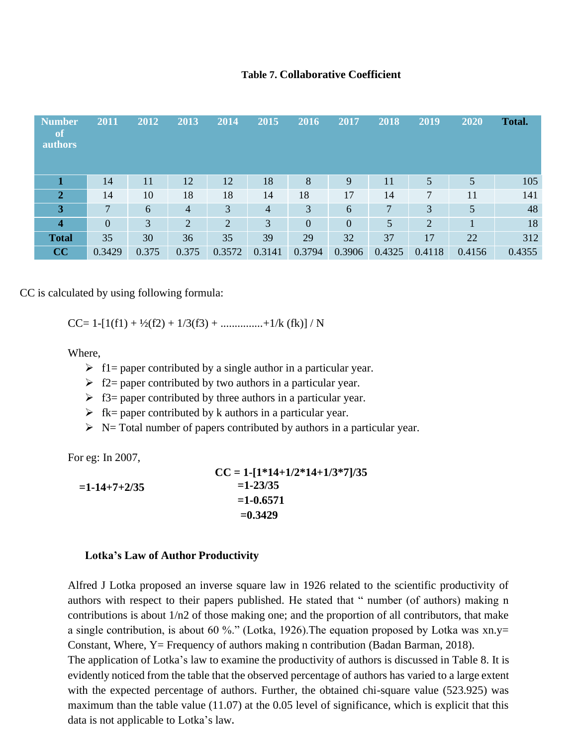**Table 7. Collaborative Coefficient**

| Number of authors | 2011 | 2012 | 2013 | 2014 | 2015 | 2016 | 2017 | 2018 | 2019 | 2020 | Total. |
|---|---|---|---|---|---|---|---|---|---|---|---|
| **1** | 14 | 11 | 12 | 12 | 18 | 8 | 9 | 11 | 5 | 5 | 105 |
| **2** | 14 | 10 | 18 | 18 | 14 | 18 | 17 | 14 | 7 | 11 | 141 |
| **3** | 7 | 6 | 4 | 3 | 4 | 3 | 6 | 7 | 3 | 5 | 48 |
| **4** | 0 | 3 | 2 | 2 | 3 | 0 | 0 | 5 | 2 | 1 | 18 |
| **Total** | 35 | 30 | 36 | 35 | 39 | 29 | 32 | 37 | 17 | 22 | 312 |
| **CC** | 0.3429 | 0.375 | 0.375 | 0.3572 | 0.3141 | 0.3794 | 0.3906 | 0.4325 | 0.4118 | 0.4156 | 0.4355 |

CC is calculated by using following formula:

CC= 1-[1(f1) + ½(f2) + 1/3(f3) + ...............+1/k (fk)] / N

Where,

- f1= paper contributed by a single author in a particular year.
- f2= paper contributed by two authors in a particular year.
- f3= paper contributed by three authors in a particular year.
- fk= paper contributed by k authors in a particular year.
- N= Total number of papers contributed by authors in a particular year.

For eg: In 2007,

**CC = 1-[1*14+1/2*14+1/3*7]/35**

**=1-14+7+2/35**

**=1-23/35**

**=1-0.6571**

**=0.3429**

### Lotka's Law of Author Productivity

Alfred J Lotka proposed an inverse square law in 1926 related to the scientific productivity of authors with respect to their papers published. He stated that " number (of authors) making n contributions is about 1/n2 of those making one; and the proportion of all contributors, that make a single contribution, is about 60 %." (Lotka, 1926).The equation proposed by Lotka was xn.y= Constant, Where, Y= Frequency of authors making n contribution (Badan Barman, 2018).

The application of Lotka's law to examine the productivity of authors is discussed in Table 8. It is evidently noticed from the table that the observed percentage of authors has varied to a large extent with the expected percentage of authors. Further, the obtained chi-square value (523.925) was maximum than the table value (11.07) at the 0.05 level of significance, which is explicit that this data is not applicable to Lotka's law.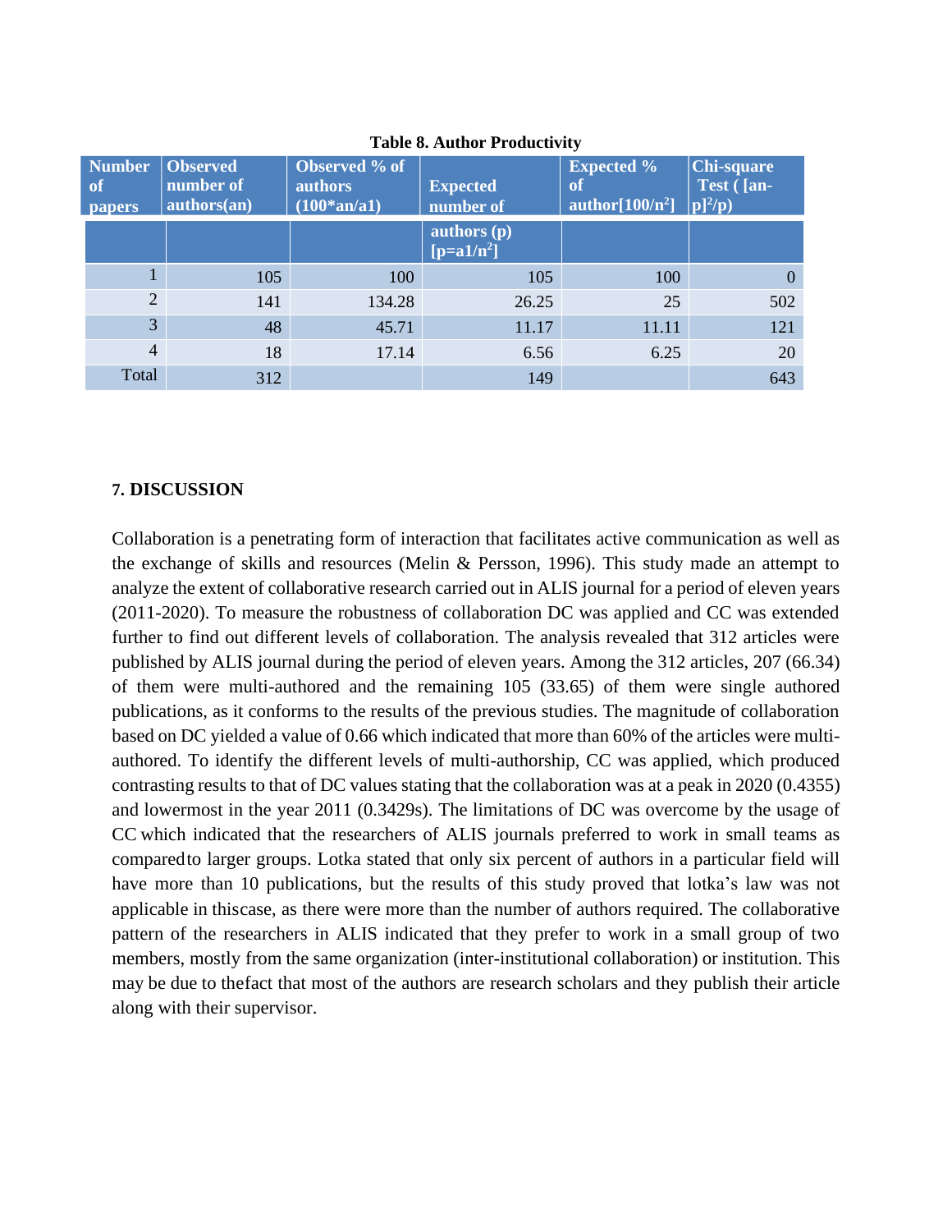**Table 8. Author Productivity**

| Number of papers | Observed number of authors(an) | Observed % of authors (100*an/a1) | Expected number of authors (p) [$p=a1/n^2$] | Expected % of author[$100/n^2$] | Chi-square Test ( [$an-p]^2/p$) |
|---|---|---|---|---|---|
| 1 | 105 | 100 | 105 | 100 | 0 |
| 2 | 141 | 134.28 | 26.25 | 25 | 502 |
| 3 | 48 | 45.71 | 11.17 | 11.11 | 121 |
| 4 | 18 | 17.14 | 6.56 | 6.25 | 20 |
| Total | 312 | | 149 | | 643 |

### 7. DISCUSSION

Collaboration is a penetrating form of interaction that facilitates active communication as well as the exchange of skills and resources (Melin & Persson, 1996). This study made an attempt to analyze the extent of collaborative research carried out in ALIS journal for a period of eleven years (2011-2020). To measure the robustness of collaboration DC was applied and CC was extended further to find out different levels of collaboration. The analysis revealed that 312 articles were published by ALIS journal during the period of eleven years. Among the 312 articles, 207 (66.34) of them were multi-authored and the remaining 105 (33.65) of them were single authored publications, as it conforms to the results of the previous studies. The magnitude of collaboration based on DC yielded a value of 0.66 which indicated that more than 60% of the articles were multi-authored. To identify the different levels of multi-authorship, CC was applied, which produced contrasting results to that of DC values stating that the collaboration was at a peak in 2020 (0.4355) and lowermost in the year 2011 (0.3429s). The limitations of DC was overcome by the usage of CC which indicated that the researchers of ALIS journals preferred to work in small teams as comparedto larger groups. Lotka stated that only six percent of authors in a particular field will have more than 10 publications, but the results of this study proved that lotka's law was not applicable in thiscase, as there were more than the number of authors required. The collaborative pattern of the researchers in ALIS indicated that they prefer to work in a small group of two members, mostly from the same organization (inter-institutional collaboration) or institution. This may be due to thefact that most of the authors are research scholars and they publish their article along with their supervisor.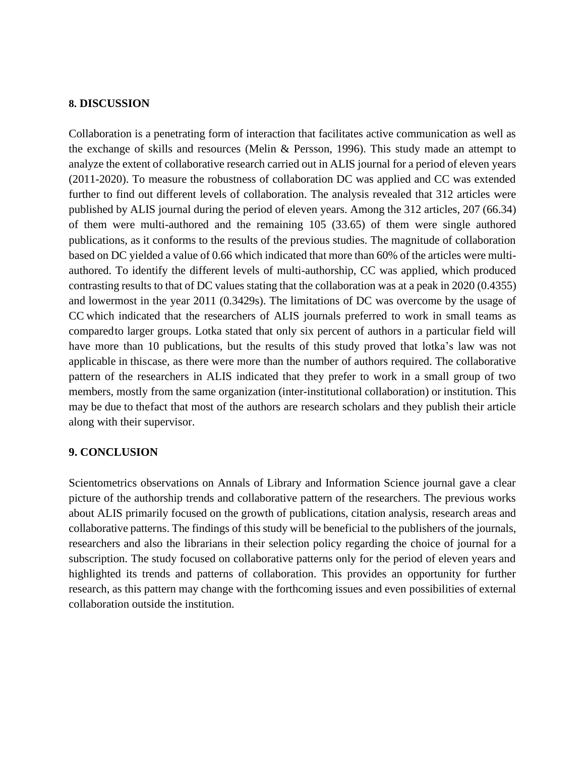## 8. DISCUSSION

Collaboration is a penetrating form of interaction that facilitates active communication as well as the exchange of skills and resources (Melin & Persson, 1996). This study made an attempt to analyze the extent of collaborative research carried out in ALIS journal for a period of eleven years (2011-2020). To measure the robustness of collaboration DC was applied and CC was extended further to find out different levels of collaboration. The analysis revealed that 312 articles were published by ALIS journal during the period of eleven years. Among the 312 articles, 207 (66.34) of them were multi-authored and the remaining 105 (33.65) of them were single authored publications, as it conforms to the results of the previous studies. The magnitude of collaboration based on DC yielded a value of 0.66 which indicated that more than 60% of the articles were multi-authored. To identify the different levels of multi-authorship, CC was applied, which produced contrasting results to that of DC values stating that the collaboration was at a peak in 2020 (0.4355) and lowermost in the year 2011 (0.3429s). The limitations of DC was overcome by the usage of CC which indicated that the researchers of ALIS journals preferred to work in small teams as comparedto larger groups. Lotka stated that only six percent of authors in a particular field will have more than 10 publications, but the results of this study proved that lotka's law was not applicable in thiscase, as there were more than the number of authors required. The collaborative pattern of the researchers in ALIS indicated that they prefer to work in a small group of two members, mostly from the same organization (inter-institutional collaboration) or institution. This may be due to thefact that most of the authors are research scholars and they publish their article along with their supervisor.

## 9. CONCLUSION

Scientometrics observations on Annals of Library and Information Science journal gave a clear picture of the authorship trends and collaborative pattern of the researchers. The previous works about ALIS primarily focused on the growth of publications, citation analysis, research areas and collaborative patterns. The findings of this study will be beneficial to the publishers of the journals, researchers and also the librarians in their selection policy regarding the choice of journal for a subscription. The study focused on collaborative patterns only for the period of eleven years and highlighted its trends and patterns of collaboration. This provides an opportunity for further research, as this pattern may change with the forthcoming issues and even possibilities of external collaboration outside the institution.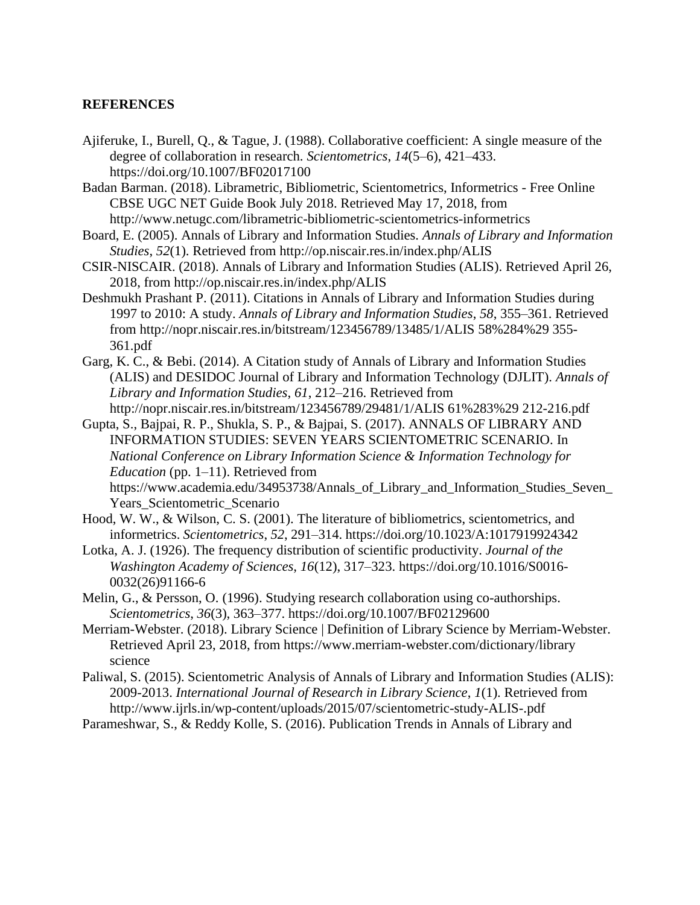## REFERENCES

Ajiferuke, I., Burell, Q., & Tague, J. (1988). Collaborative coefficient: A single measure of the degree of collaboration in research. *Scientometrics*, *14*(5–6), 421–433. https://doi.org/10.1007/BF02017100

Badan Barman. (2018). Librametric, Bibliometric, Scientometrics, Informetrics - Free Online CBSE UGC NET Guide Book July 2018. Retrieved May 17, 2018, from http://www.netugc.com/librametric-bibliometric-scientometrics-informetrics

Board, E. (2005). Annals of Library and Information Studies. *Annals of Library and Information Studies*, *52*(1). Retrieved from http://op.niscair.res.in/index.php/ALIS

CSIR-NISCAIR. (2018). Annals of Library and Information Studies (ALIS). Retrieved April 26, 2018, from http://op.niscair.res.in/index.php/ALIS

Deshmukh Prashant P. (2011). Citations in Annals of Library and Information Studies during 1997 to 2010: A study. *Annals of Library and Information Studies*, *58*, 355–361. Retrieved from http://nopr.niscair.res.in/bitstream/123456789/13485/1/ALIS 58%284%29 355-361.pdf

Garg, K. C., & Bebi. (2014). A Citation study of Annals of Library and Information Studies (ALIS) and DESIDOC Journal of Library and Information Technology (DJLIT). *Annals of Library and Information Studies*, *61*, 212–216. Retrieved from http://nopr.niscair.res.in/bitstream/123456789/29481/1/ALIS 61%283%29 212-216.pdf

Gupta, S., Bajpai, R. P., Shukla, S. P., & Bajpai, S. (2017). ANNALS OF LIBRARY AND INFORMATION STUDIES: SEVEN YEARS SCIENTOMETRIC SCENARIO. In *National Conference on Library Information Science & Information Technology for Education* (pp. 1–11). Retrieved from https://www.academia.edu/34953738/Annals_of_Library_and_Information_Studies_Seven_Years_Scientometric_Scenario

Hood, W. W., & Wilson, C. S. (2001). The literature of bibliometrics, scientometrics, and informetrics. *Scientometrics*, *52*, 291–314. https://doi.org/10.1023/A:1017919924342

Lotka, A. J. (1926). The frequency distribution of scientific productivity. *Journal of the Washington Academy of Sciences*, *16*(12), 317–323. https://doi.org/10.1016/S0016-0032(26)91166-6

Melin, G., & Persson, O. (1996). Studying research collaboration using co-authorships. *Scientometrics*, *36*(3), 363–377. https://doi.org/10.1007/BF02129600

Merriam-Webster. (2018). Library Science | Definition of Library Science by Merriam-Webster. Retrieved April 23, 2018, from https://www.merriam-webster.com/dictionary/library science

Paliwal, S. (2015). Scientometric Analysis of Annals of Library and Information Studies (ALIS): 2009-2013. *International Journal of Research in Library Science*, *1*(1). Retrieved from http://www.ijrls.in/wp-content/uploads/2015/07/scientometric-study-ALIS-.pdf

Parameshwar, S., & Reddy Kolle, S. (2016). Publication Trends in Annals of Library and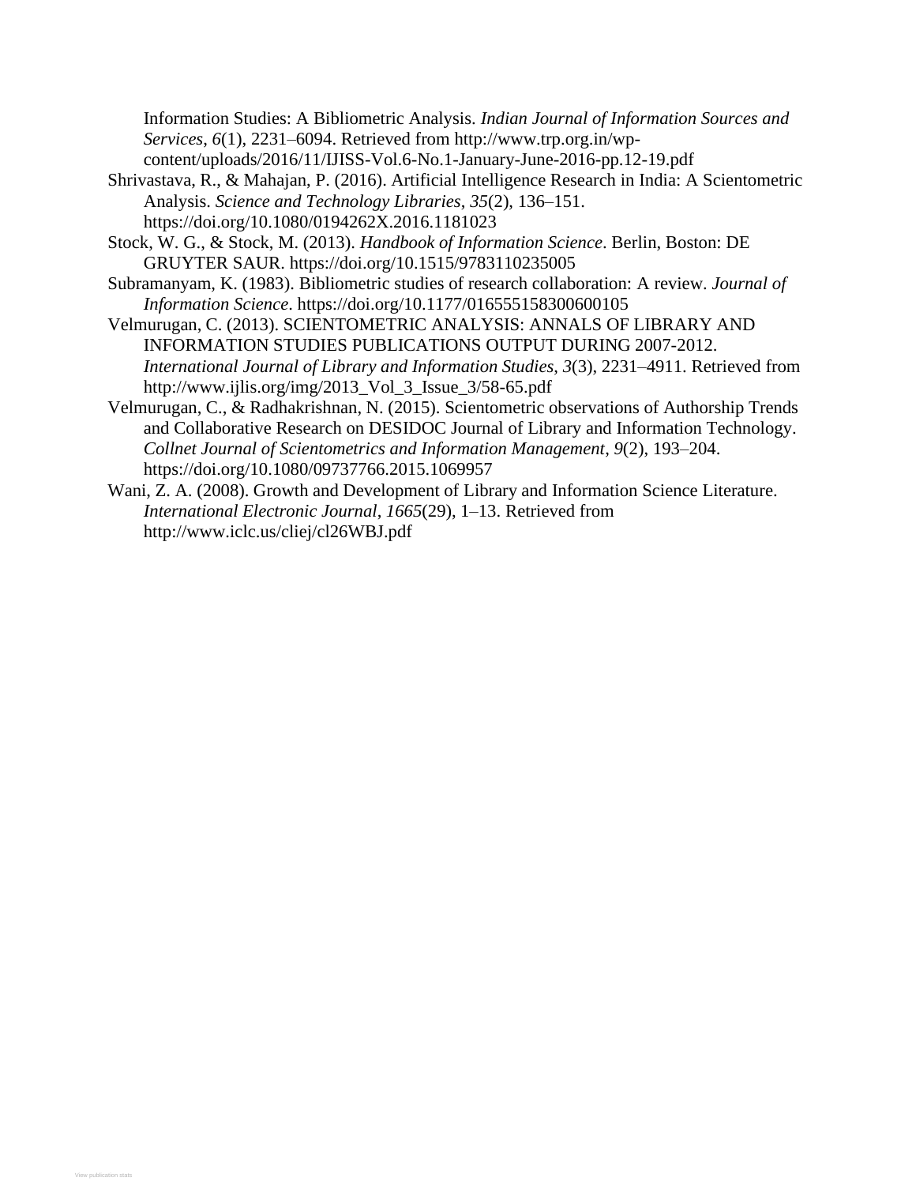Information Studies: A Bibliometric Analysis. *Indian Journal of Information Sources and Services*, *6*(1), 2231–6094. Retrieved from http://www.trp.org.in/wp-content/uploads/2016/11/IJISS-Vol.6-No.1-January-June-2016-pp.12-19.pdf

Shrivastava, R., & Mahajan, P. (2016). Artificial Intelligence Research in India: A Scientometric Analysis. *Science and Technology Libraries*, *35*(2), 136–151. https://doi.org/10.1080/0194262X.2016.1181023

Stock, W. G., & Stock, M. (2013). *Handbook of Information Science*. Berlin, Boston: DE GRUYTER SAUR. https://doi.org/10.1515/9783110235005

Subramanyam, K. (1983). Bibliometric studies of research collaboration: A review. *Journal of Information Science*. https://doi.org/10.1177/016555158300600105

Velmurugan, C. (2013). SCIENTOMETRIC ANALYSIS: ANNALS OF LIBRARY AND INFORMATION STUDIES PUBLICATIONS OUTPUT DURING 2007-2012. *International Journal of Library and Information Studies*, *3*(3), 2231–4911. Retrieved from http://www.ijlis.org/img/2013_Vol_3_Issue_3/58-65.pdf

Velmurugan, C., & Radhakrishnan, N. (2015). Scientometric observations of Authorship Trends and Collaborative Research on DESIDOC Journal of Library and Information Technology. *Collnet Journal of Scientometrics and Information Management*, *9*(2), 193–204. https://doi.org/10.1080/09737766.2015.1069957

Wani, Z. A. (2008). Growth and Development of Library and Information Science Literature. *International Electronic Journal*, *1665*(29), 1–13. Retrieved from http://www.iclc.us/cliej/cl26WBJ.pdf